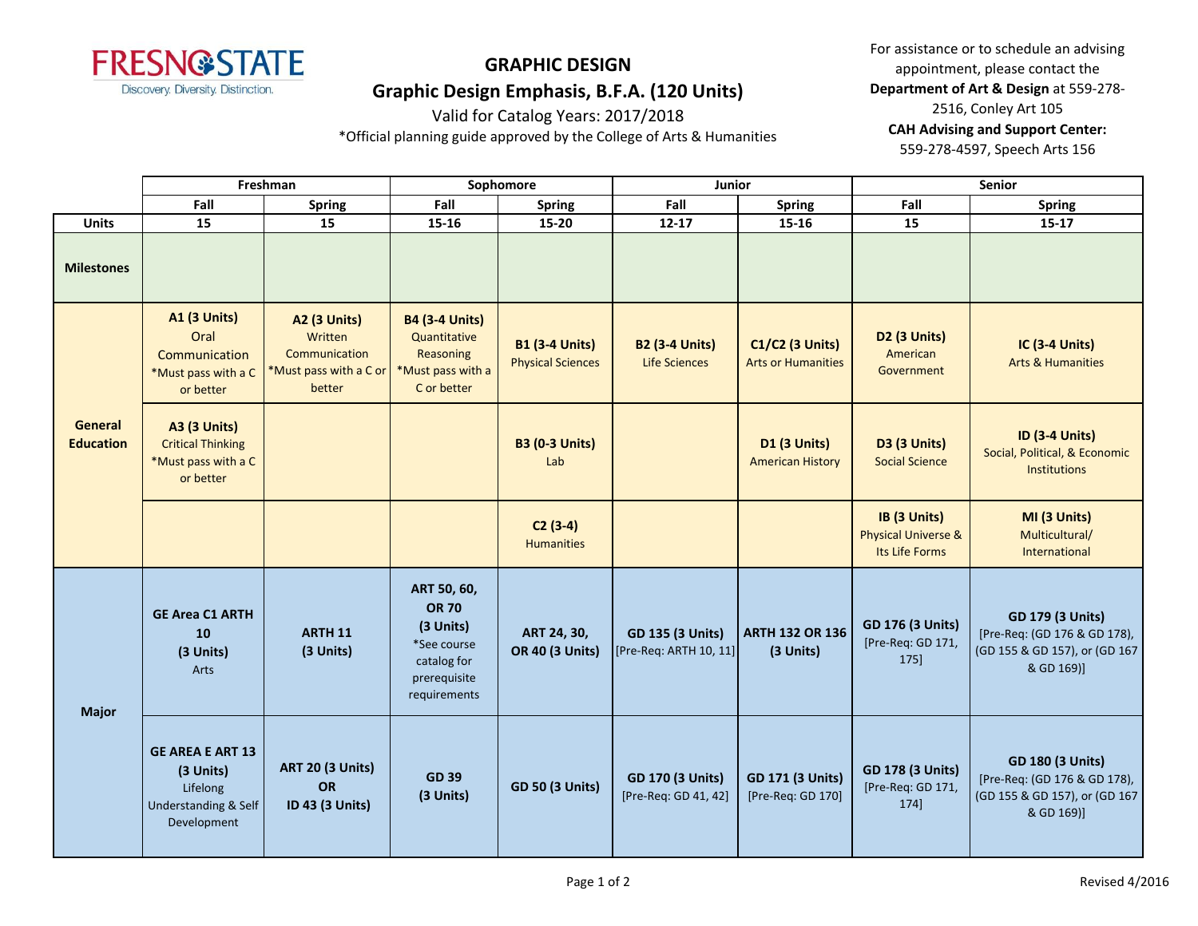FRESNO STATE
Discovery. Diversity. Distinction.

# GRAPHIC DESIGN

## Graphic Design Emphasis, B.F.A. (120 Units)

Valid for Catalog Years: 2017/2018

*Official planning guide approved by the College of Arts & Humanities

For assistance or to schedule an advising appointment, please contact the **Department of Art & Design** at 559-278-2516, Conley Art 105

**CAH Advising and Support Center:** 559-278-4597, Speech Arts 156

| | Freshman | | Sophomore | | Junior | | Senior | |
|---|---|---|---|---|---|---|---|---|
| | Fall | Spring | Fall | Spring | Fall | Spring | Fall | Spring |
| **Units** | 15 | 15 | 15-16 | 15-20 | 12-17 | 15-16 | 15 | 15-17 |
| **Milestones** | | | | | | | | |
| **General Education** | **A1 (3 Units)** Oral Communication *Must pass with a C or better | **A2 (3 Units)** Written Communication *Must pass with a C or better | **B4 (3-4 Units)** Quantitative Reasoning *Must pass with a C or better | **B1 (3-4 Units)** Physical Sciences | **B2 (3-4 Units)** Life Sciences | **C1/C2 (3 Units)** Arts or Humanities | **D2 (3 Units)** American Government | **IC (3-4 Units)** Arts & Humanities |
| | **A3 (3 Units)** Critical Thinking *Must pass with a C or better | | | **B3 (0-3 Units)** Lab | | **D1 (3 Units)** American History | **D3 (3 Units)** Social Science | **ID (3-4 Units)** Social, Political, & Economic Institutions |
| | | | | **C2 (3-4)** Humanities | | | **IB (3 Units)** Physical Universe & Its Life Forms | **MI (3 Units)** Multicultural/ International |
| **Major** | **GE Area C1 ARTH 10 (3 Units)** Arts | **ARTH 11 (3 Units)** | **ART 50, 60, OR 70 (3 Units)** *See course catalog for prerequisite requirements | **ART 24, 30, OR 40 (3 Units)** | **GD 135 (3 Units)** [Pre-Req: ARTH 10, 11] | **ARTH 132 OR 136 (3 Units)** | **GD 176 (3 Units)** [Pre-Req: GD 171, 175] | **GD 179 (3 Units)** [Pre-Req: (GD 176 & GD 178), (GD 155 & GD 157), or (GD 167 & GD 169)] |
| | **GE AREA E ART 13 (3 Units)** Lifelong Understanding & Self Development | **ART 20 (3 Units) OR ID 43 (3 Units)** | **GD 39 (3 Units)** | **GD 50 (3 Units)** | **GD 170 (3 Units)** [Pre-Req: GD 41, 42] | **GD 171 (3 Units)** [Pre-Req: GD 170] | **GD 178 (3 Units)** [Pre-Req: GD 171, 174] | **GD 180 (3 Units)** [Pre-Req: (GD 176 & GD 178), (GD 155 & GD 157), or (GD 167 & GD 169)] |

Revised 4/2016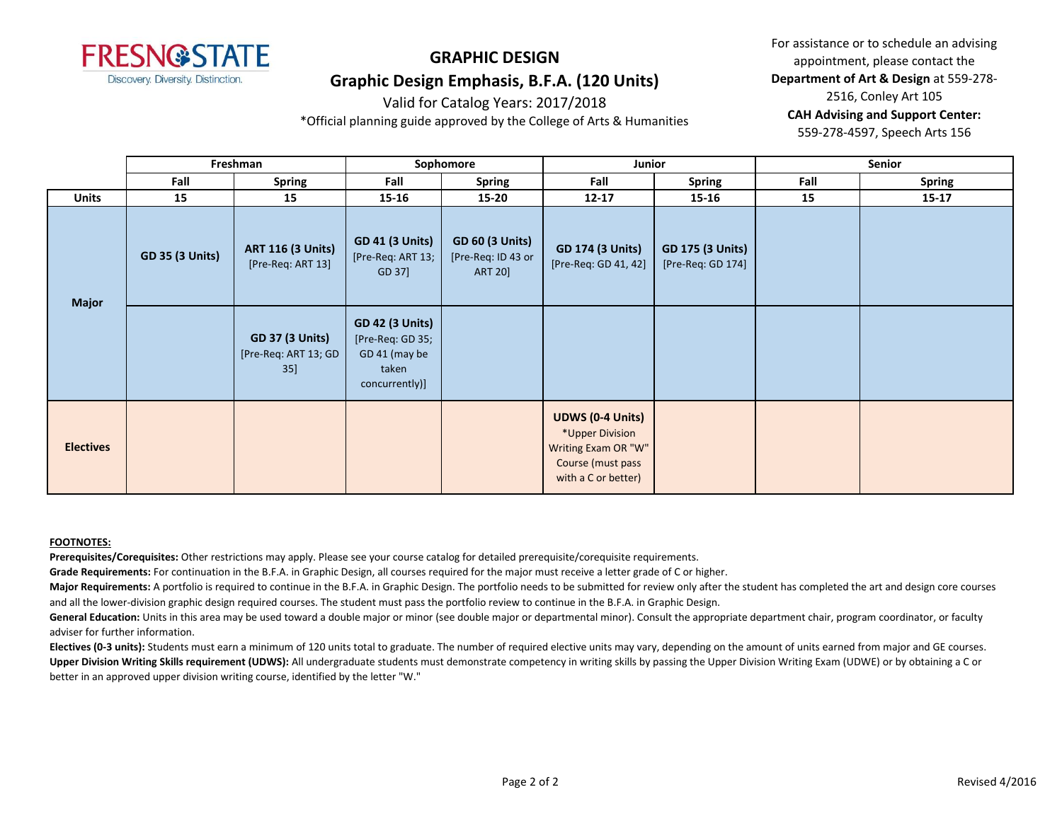# GRAPHIC DESIGN

## Graphic Design Emphasis, B.F.A. (120 Units)

Valid for Catalog Years: 2017/2018

*Official planning guide approved by the College of Arts & Humanities

For assistance or to schedule an advising appointment, please contact the **Department of Art & Design** at 559-278-2516, Conley Art 105

**CAH Advising and Support Center:** 559-278-4597, Speech Arts 156

| | Freshman | | Sophomore | | Junior | | Senior | |
|---|---|---|---|---|---|---|---|---|
| | Fall | Spring | Fall | Spring | Fall | Spring | Fall | Spring |
| **Units** | 15 | 15 | 15-16 | 15-20 | 12-17 | 15-16 | 15 | 15-17 |
| **Major** | **GD 35 (3 Units)** | **ART 116 (3 Units)** [Pre-Req: ART 13] | **GD 41 (3 Units)** [Pre-Req: ART 13; GD 37] | **GD 60 (3 Units)** [Pre-Req: ID 43 or ART 20] | **GD 174 (3 Units)** [Pre-Req: GD 41, 42] | **GD 175 (3 Units)** [Pre-Req: GD 174] | | |
| **Major** | | **GD 37 (3 Units)** [Pre-Req: ART 13; GD 35] | **GD 42 (3 Units)** [Pre-Req: GD 35; GD 41 (may be taken concurrently)] | | | | | |
| **Electives** | | | | | **UDWS (0-4 Units)** *Upper Division Writing Exam OR "W" Course (must pass with a C or better) | | | |

**FOOTNOTES:**

**Prerequisites/Corequisites:** Other restrictions may apply. Please see your course catalog for detailed prerequisite/corequisite requirements.

**Grade Requirements:** For continuation in the B.F.A. in Graphic Design, all courses required for the major must receive a letter grade of C or higher.

**Major Requirements:** A portfolio is required to continue in the B.F.A. in Graphic Design. The portfolio needs to be submitted for review only after the student has completed the art and design core courses and all the lower-division graphic design required courses. The student must pass the portfolio review to continue in the B.F.A. in Graphic Design.

**General Education:** Units in this area may be used toward a double major or minor (see double major or departmental minor). Consult the appropriate department chair, program coordinator, or faculty adviser for further information.

**Electives (0-3 units):** Students must earn a minimum of 120 units total to graduate. The number of required elective units may vary, depending on the amount of units earned from major and GE courses.

**Upper Division Writing Skills requirement (UDWS):** All undergraduate students must demonstrate competency in writing skills by passing the Upper Division Writing Exam (UDWE) or by obtaining a C or better in an approved upper division writing course, identified by the letter "W."

Revised 4/2016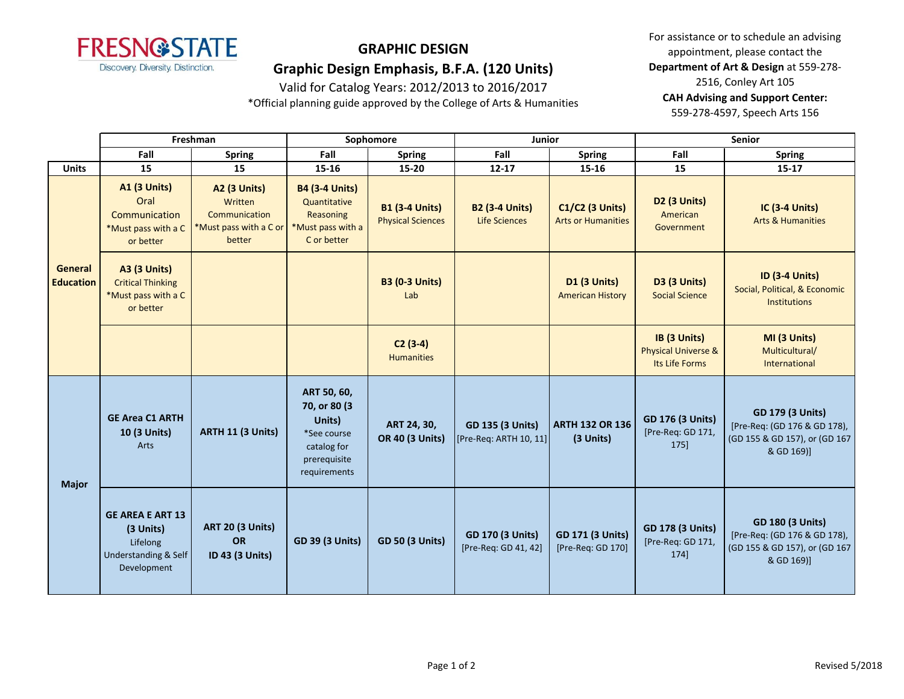# GRAPHIC DESIGN

## Graphic Design Emphasis, B.F.A. (120 Units)

Valid for Catalog Years: 2012/2013 to 2016/2017

*Official planning guide approved by the College of Arts & Humanities

For assistance or to schedule an advising appointment, please contact the **Department of Art & Design** at 559-278-2516, Conley Art 105

**CAH Advising and Support Center:** 559-278-4597, Speech Arts 156

| | Freshman | | Sophomore | | Junior | | Senior | |
|---|---|---|---|---|---|---|---|---|
| | Fall | Spring | Fall | Spring | Fall | Spring | Fall | Spring |
| **Units** | 15 | 15 | 15-16 | 15-20 | 12-17 | 15-16 | 15 | 15-17 |
| **General Education** | **A1 (3 Units)** Oral Communication *Must pass with a C or better | **A2 (3 Units)** Written Communication *Must pass with a C or better | **B4 (3-4 Units)** Quantitative Reasoning *Must pass with a C or better | **B1 (3-4 Units)** Physical Sciences | **B2 (3-4 Units)** Life Sciences | **C1/C2 (3 Units)** Arts or Humanities | **D2 (3 Units)** American Government | **IC (3-4 Units)** Arts & Humanities |
| | **A3 (3 Units)** Critical Thinking *Must pass with a C or better | | | **B3 (0-3 Units)** Lab | | **D1 (3 Units)** American History | **D3 (3 Units)** Social Science | **ID (3-4 Units)** Social, Political, & Economic Institutions |
| | | | | **C2 (3-4)** Humanities | | | **IB (3 Units)** Physical Universe & Its Life Forms | **MI (3 Units)** Multicultural/ International |
| **Major** | **GE Area C1 ARTH 10 (3 Units)** Arts | **ARTH 11 (3 Units)** | **ART 50, 60, 70, or 80 (3 Units)** *See course catalog for prerequisite requirements | **ART 24, 30, OR 40 (3 Units)** | **GD 135 (3 Units)** [Pre-Req: ARTH 10, 11] | **ARTH 132 OR 136 (3 Units)** | **GD 176 (3 Units)** [Pre-Req: GD 171, 175] | **GD 179 (3 Units)** [Pre-Req: (GD 176 & GD 178), (GD 155 & GD 157), or (GD 167 & GD 169)] |
| | **GE AREA E ART 13 (3 Units)** Lifelong Understanding & Self Development | **ART 20 (3 Units) OR ID 43 (3 Units)** | **GD 39 (3 Units)** | **GD 50 (3 Units)** | **GD 170 (3 Units)** [Pre-Req: GD 41, 42] | **GD 171 (3 Units)** [Pre-Req: GD 170] | **GD 178 (3 Units)** [Pre-Req: GD 171, 174] | **GD 180 (3 Units)** [Pre-Req: (GD 176 & GD 178), (GD 155 & GD 157), or (GD 167 & GD 169)] |

Revised 5/2018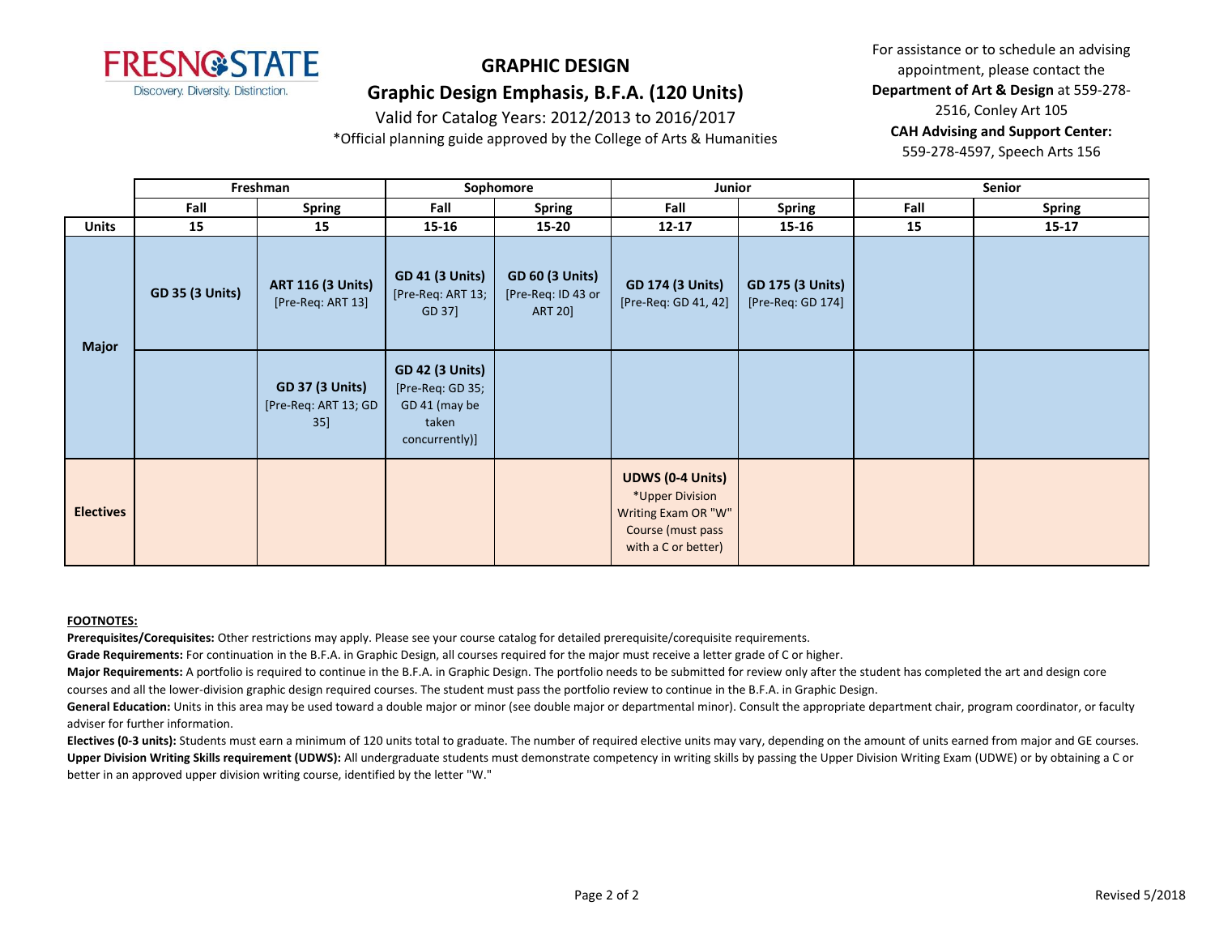FRESNO STATE
Discovery. Diversity. Distinction.

# GRAPHIC DESIGN

## Graphic Design Emphasis, B.F.A. (120 Units)

Valid for Catalog Years: 2012/2013 to 2016/2017

*Official planning guide approved by the College of Arts & Humanities

For assistance or to schedule an advising appointment, please contact the **Department of Art & Design** at 559-278-2516, Conley Art 105

**CAH Advising and Support Center:** 559-278-4597, Speech Arts 156

| | Freshman | | Sophomore | | Junior | | Senior | |
|---|---|---|---|---|---|---|---|---|
| | **Fall** | **Spring** | **Fall** | **Spring** | **Fall** | **Spring** | **Fall** | **Spring** |
| **Units** | **15** | **15** | **15-16** | **15-20** | **12-17** | **15-16** | **15** | **15-17** |
| **Major** | **GD 35 (3 Units)** | **ART 116 (3 Units)** [Pre-Req: ART 13] | **GD 41 (3 Units)** [Pre-Req: ART 13; GD 37] | **GD 60 (3 Units)** [Pre-Req: ID 43 or ART 20] | **GD 174 (3 Units)** [Pre-Req: GD 41, 42] | **GD 175 (3 Units)** [Pre-Req: GD 174] | | |
| | | **GD 37 (3 Units)** [Pre-Req: ART 13; GD 35] | **GD 42 (3 Units)** [Pre-Req: GD 35; GD 41 (may be taken concurrently)] | | | | | |
| **Electives** | | | | | **UDWS (0-4 Units)** *Upper Division Writing Exam OR "W" Course (must pass with a C or better) | | | |

**FOOTNOTES:**

**Prerequisites/Corequisites:** Other restrictions may apply. Please see your course catalog for detailed prerequisite/corequisite requirements.

**Grade Requirements:** For continuation in the B.F.A. in Graphic Design, all courses required for the major must receive a letter grade of C or higher.

**Major Requirements:** A portfolio is required to continue in the B.F.A. in Graphic Design. The portfolio needs to be submitted for review only after the student has completed the art and design core courses and all the lower-division graphic design required courses. The student must pass the portfolio review to continue in the B.F.A. in Graphic Design.

**General Education:** Units in this area may be used toward a double major or minor (see double major or departmental minor). Consult the appropriate department chair, program coordinator, or faculty adviser for further information.

**Electives (0-3 units):** Students must earn a minimum of 120 units total to graduate. The number of required elective units may vary, depending on the amount of units earned from major and GE courses.

**Upper Division Writing Skills requirement (UDWS):** All undergraduate students must demonstrate competency in writing skills by passing the Upper Division Writing Exam (UDWE) or by obtaining a C or better in an approved upper division writing course, identified by the letter "W."

Revised 5/2018